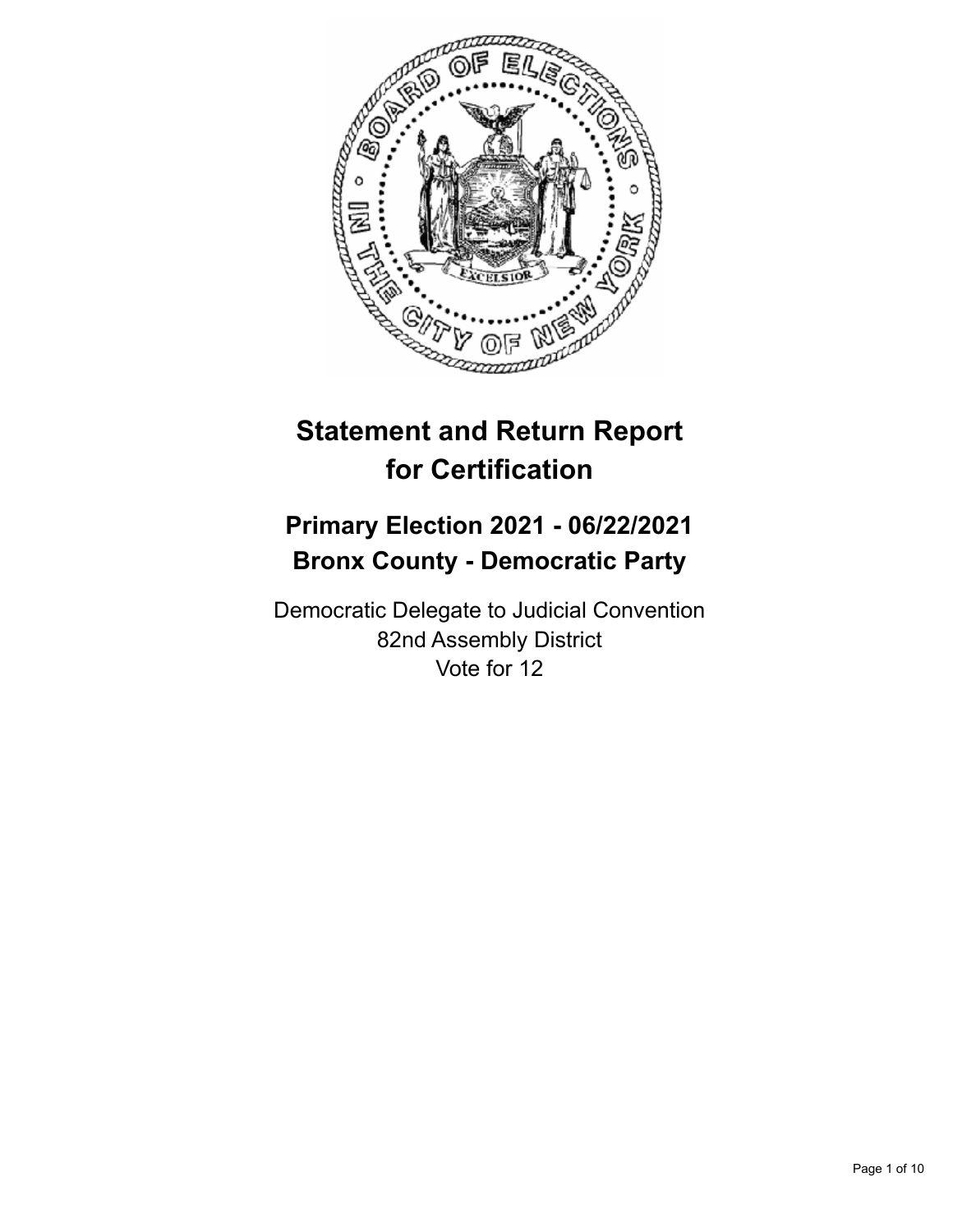# Statement and Return Report for Certification

## Primary Election 2021 - 06/22/2021
## Bronx County - Democratic Party

Democratic Delegate to Judicial Convention
82nd Assembly District
Vote for 12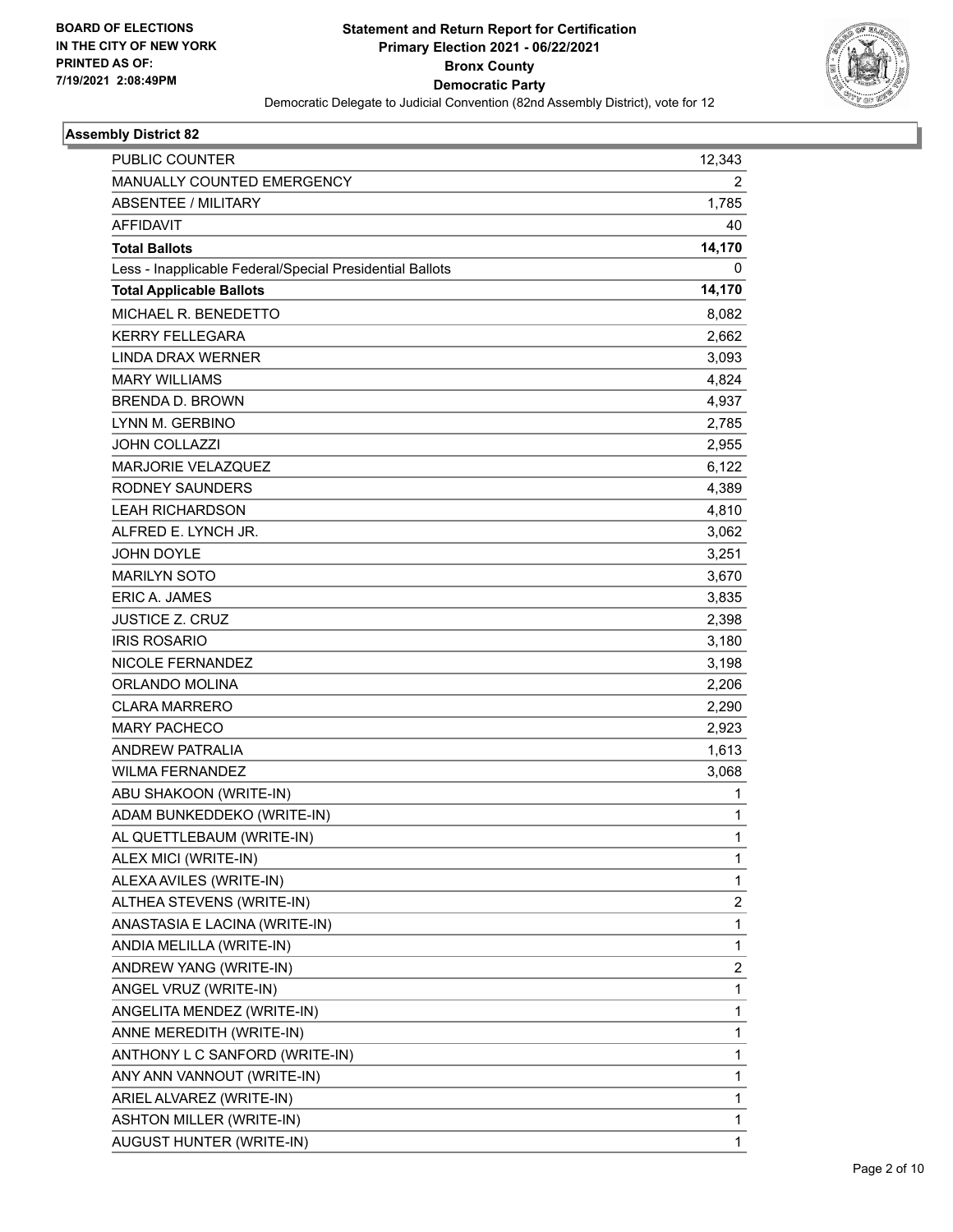BOARD OF ELECTIONS
IN THE CITY OF NEW YORK
PRINTED AS OF:
7/19/2021 2:08:49PM

# Statement and Return Report for Certification
## Primary Election 2021 - 06/22/2021
## Bronx County
## Democratic Party
Democratic Delegate to Judicial Convention (82nd Assembly District), vote for 12

### Assembly District 82

| | |
|---|---|
| PUBLIC COUNTER | 12,343 |
| MANUALLY COUNTED EMERGENCY | 2 |
| ABSENTEE / MILITARY | 1,785 |
| AFFIDAVIT | 40 |
| **Total Ballots** | **14,170** |
| Less - Inapplicable Federal/Special Presidential Ballots | 0 |
| **Total Applicable Ballots** | **14,170** |
| MICHAEL R. BENEDETTO | 8,082 |
| KERRY FELLEGARA | 2,662 |
| LINDA DRAX WERNER | 3,093 |
| MARY WILLIAMS | 4,824 |
| BRENDA D. BROWN | 4,937 |
| LYNN M. GERBINO | 2,785 |
| JOHN COLLAZZI | 2,955 |
| MARJORIE VELAZQUEZ | 6,122 |
| RODNEY SAUNDERS | 4,389 |
| LEAH RICHARDSON | 4,810 |
| ALFRED E. LYNCH JR. | 3,062 |
| JOHN DOYLE | 3,251 |
| MARILYN SOTO | 3,670 |
| ERIC A. JAMES | 3,835 |
| JUSTICE Z. CRUZ | 2,398 |
| IRIS ROSARIO | 3,180 |
| NICOLE FERNANDEZ | 3,198 |
| ORLANDO MOLINA | 2,206 |
| CLARA MARRERO | 2,290 |
| MARY PACHECO | 2,923 |
| ANDREW PATRALIA | 1,613 |
| WILMA FERNANDEZ | 3,068 |
| ABU SHAKOON (WRITE-IN) | 1 |
| ADAM BUNKEDDEKO (WRITE-IN) | 1 |
| AL QUETTLEBAUM (WRITE-IN) | 1 |
| ALEX MICI (WRITE-IN) | 1 |
| ALEXA AVILES (WRITE-IN) | 1 |
| ALTHEA STEVENS (WRITE-IN) | 2 |
| ANASTASIA E LACINA (WRITE-IN) | 1 |
| ANDIA MELILLA (WRITE-IN) | 1 |
| ANDREW YANG (WRITE-IN) | 2 |
| ANGEL VRUZ (WRITE-IN) | 1 |
| ANGELITA MENDEZ (WRITE-IN) | 1 |
| ANNE MEREDITH (WRITE-IN) | 1 |
| ANTHONY L C SANFORD (WRITE-IN) | 1 |
| ANY ANN VANNOUT (WRITE-IN) | 1 |
| ARIEL ALVAREZ (WRITE-IN) | 1 |
| ASHTON MILLER (WRITE-IN) | 1 |
| AUGUST HUNTER (WRITE-IN) | 1 |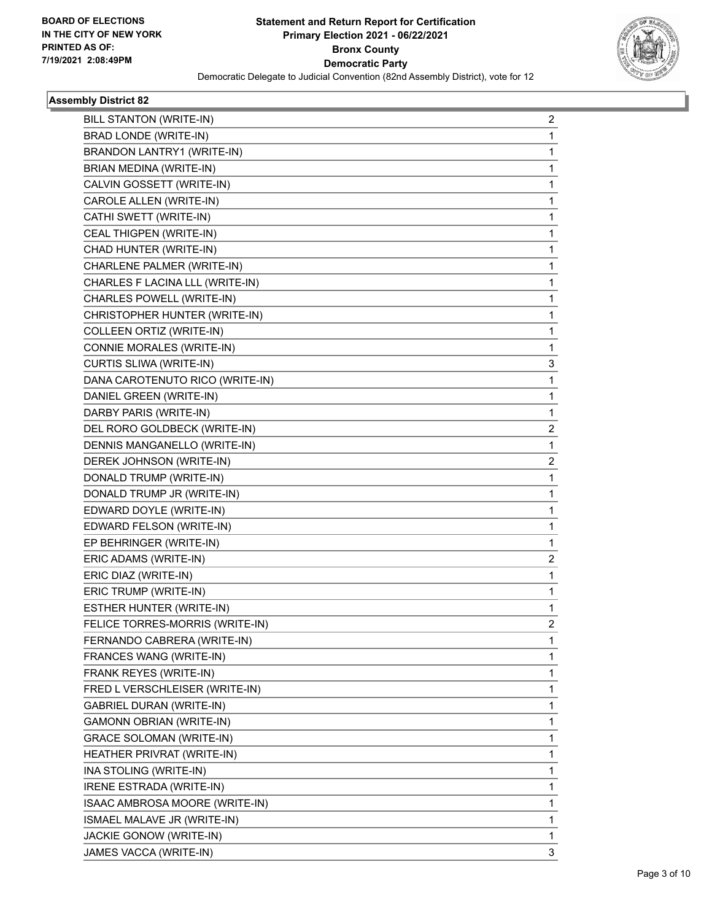**BOARD OF ELECTIONS IN THE CITY OF NEW YORK PRINTED AS OF: 7/19/2021 2:08:49PM**

# Statement and Return Report for Certification
## Primary Election 2021 - 06/22/2021
## Bronx County
## Democratic Party
### Democratic Delegate to Judicial Convention (82nd Assembly District), vote for 12

**Assembly District 82**

| Candidate | Votes |
|---|---|
| BILL STANTON (WRITE-IN) | 2 |
| BRAD LONDE (WRITE-IN) | 1 |
| BRANDON LANTRY1 (WRITE-IN) | 1 |
| BRIAN MEDINA (WRITE-IN) | 1 |
| CALVIN GOSSETT (WRITE-IN) | 1 |
| CAROLE ALLEN (WRITE-IN) | 1 |
| CATHI SWETT (WRITE-IN) | 1 |
| CEAL THIGPEN (WRITE-IN) | 1 |
| CHAD HUNTER (WRITE-IN) | 1 |
| CHARLENE PALMER (WRITE-IN) | 1 |
| CHARLES F LACINA LLL (WRITE-IN) | 1 |
| CHARLES POWELL (WRITE-IN) | 1 |
| CHRISTOPHER HUNTER (WRITE-IN) | 1 |
| COLLEEN ORTIZ (WRITE-IN) | 1 |
| CONNIE MORALES (WRITE-IN) | 1 |
| CURTIS SLIWA (WRITE-IN) | 3 |
| DANA CAROTENUTO RICO (WRITE-IN) | 1 |
| DANIEL GREEN (WRITE-IN) | 1 |
| DARBY PARIS (WRITE-IN) | 1 |
| DEL RORO GOLDBECK (WRITE-IN) | 2 |
| DENNIS MANGANELLO (WRITE-IN) | 1 |
| DEREK JOHNSON (WRITE-IN) | 2 |
| DONALD TRUMP (WRITE-IN) | 1 |
| DONALD TRUMP JR (WRITE-IN) | 1 |
| EDWARD DOYLE (WRITE-IN) | 1 |
| EDWARD FELSON (WRITE-IN) | 1 |
| EP BEHRINGER (WRITE-IN) | 1 |
| ERIC ADAMS (WRITE-IN) | 2 |
| ERIC DIAZ (WRITE-IN) | 1 |
| ERIC TRUMP (WRITE-IN) | 1 |
| ESTHER HUNTER (WRITE-IN) | 1 |
| FELICE TORRES-MORRIS (WRITE-IN) | 2 |
| FERNANDO CABRERA (WRITE-IN) | 1 |
| FRANCES WANG (WRITE-IN) | 1 |
| FRANK REYES (WRITE-IN) | 1 |
| FRED L VERSCHLEISER (WRITE-IN) | 1 |
| GABRIEL DURAN (WRITE-IN) | 1 |
| GAMONN OBRIAN (WRITE-IN) | 1 |
| GRACE SOLOMAN (WRITE-IN) | 1 |
| HEATHER PRIVRAT (WRITE-IN) | 1 |
| INA STOLING (WRITE-IN) | 1 |
| IRENE ESTRADA (WRITE-IN) | 1 |
| ISAAC AMBROSA MOORE (WRITE-IN) | 1 |
| ISMAEL MALAVE JR (WRITE-IN) | 1 |
| JACKIE GONOW (WRITE-IN) | 1 |
| JAMES VACCA (WRITE-IN) | 3 |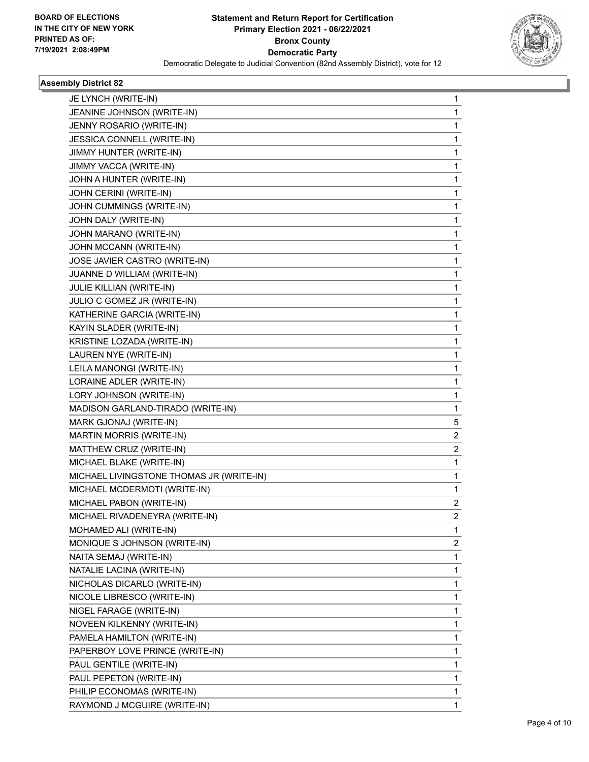**Assembly District 82**

| Candidate | Votes |
|---|---|
| JE LYNCH (WRITE-IN) | 1 |
| JEANINE JOHNSON (WRITE-IN) | 1 |
| JENNY ROSARIO (WRITE-IN) | 1 |
| JESSICA CONNELL (WRITE-IN) | 1 |
| JIMMY HUNTER (WRITE-IN) | 1 |
| JIMMY VACCA (WRITE-IN) | 1 |
| JOHN A HUNTER (WRITE-IN) | 1 |
| JOHN CERINI (WRITE-IN) | 1 |
| JOHN CUMMINGS (WRITE-IN) | 1 |
| JOHN DALY (WRITE-IN) | 1 |
| JOHN MARANO (WRITE-IN) | 1 |
| JOHN MCCANN (WRITE-IN) | 1 |
| JOSE JAVIER CASTRO (WRITE-IN) | 1 |
| JUANNE D WILLIAM (WRITE-IN) | 1 |
| JULIE KILLIAN (WRITE-IN) | 1 |
| JULIO C GOMEZ JR (WRITE-IN) | 1 |
| KATHERINE GARCIA (WRITE-IN) | 1 |
| KAYIN SLADER (WRITE-IN) | 1 |
| KRISTINE LOZADA (WRITE-IN) | 1 |
| LAUREN NYE (WRITE-IN) | 1 |
| LEILA MANONGI (WRITE-IN) | 1 |
| LORAINE ADLER (WRITE-IN) | 1 |
| LORY JOHNSON (WRITE-IN) | 1 |
| MADISON GARLAND-TIRADO (WRITE-IN) | 1 |
| MARK GJONAJ (WRITE-IN) | 5 |
| MARTIN MORRIS (WRITE-IN) | 2 |
| MATTHEW CRUZ (WRITE-IN) | 2 |
| MICHAEL BLAKE (WRITE-IN) | 1 |
| MICHAEL LIVINGSTONE THOMAS JR (WRITE-IN) | 1 |
| MICHAEL MCDERMOTI (WRITE-IN) | 1 |
| MICHAEL PABON (WRITE-IN) | 2 |
| MICHAEL RIVADENEYRA (WRITE-IN) | 2 |
| MOHAMED ALI (WRITE-IN) | 1 |
| MONIQUE S JOHNSON (WRITE-IN) | 2 |
| NAITA SEMAJ (WRITE-IN) | 1 |
| NATALIE LACINA (WRITE-IN) | 1 |
| NICHOLAS DICARLO (WRITE-IN) | 1 |
| NICOLE LIBRESCO (WRITE-IN) | 1 |
| NIGEL FARAGE (WRITE-IN) | 1 |
| NOVEEN KILKENNY (WRITE-IN) | 1 |
| PAMELA HAMILTON (WRITE-IN) | 1 |
| PAPERBOY LOVE PRINCE (WRITE-IN) | 1 |
| PAUL GENTILE (WRITE-IN) | 1 |
| PAUL PEPETON (WRITE-IN) | 1 |
| PHILIP ECONOMAS (WRITE-IN) | 1 |
| RAYMOND J MCGUIRE (WRITE-IN) | 1 |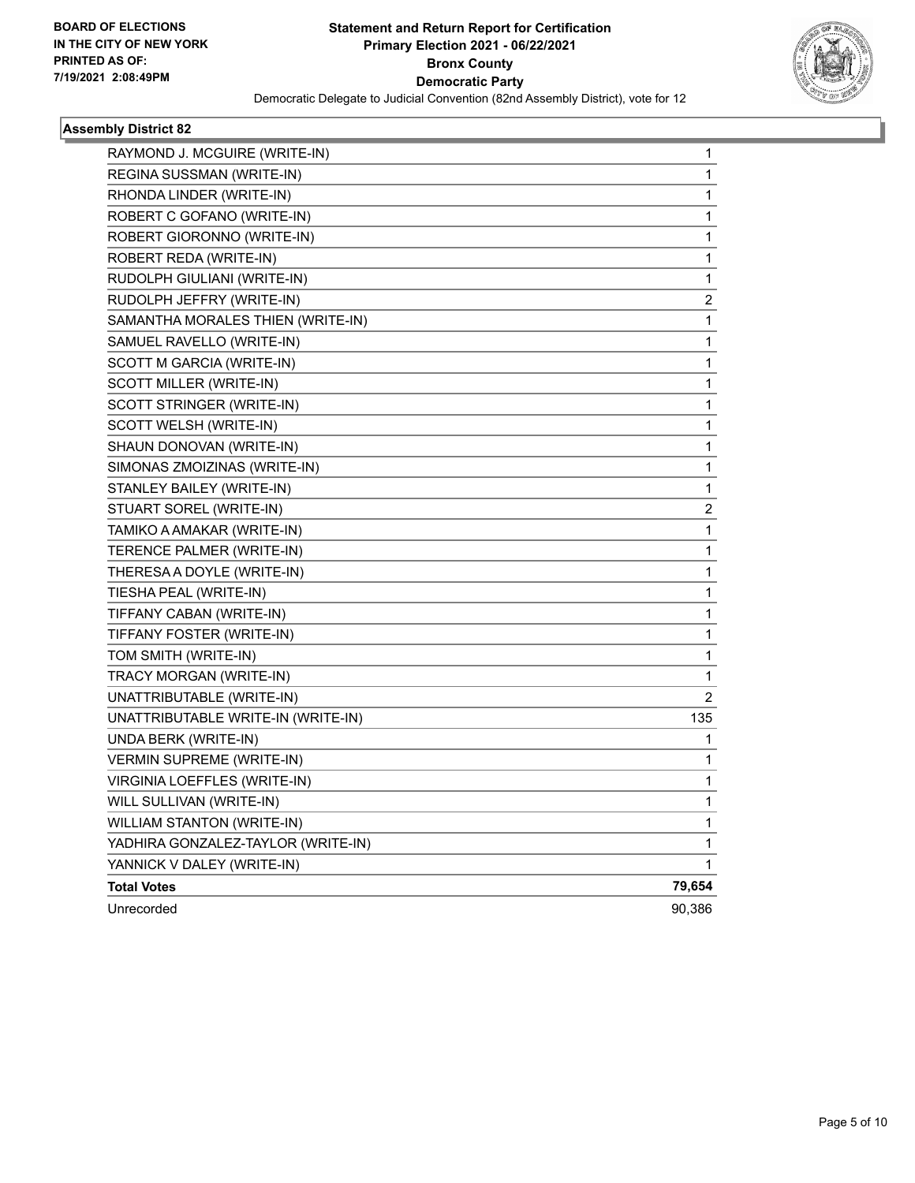**BOARD OF ELECTIONS IN THE CITY OF NEW YORK PRINTED AS OF: 7/19/2021 2:08:49PM**

**Statement and Return Report for Certification Primary Election 2021 - 06/22/2021 Bronx County Democratic Party**

Democratic Delegate to Judicial Convention (82nd Assembly District), vote for 12

**Assembly District 82**

| | |
|---|---|
| RAYMOND J. MCGUIRE (WRITE-IN) | 1 |
| REGINA SUSSMAN (WRITE-IN) | 1 |
| RHONDA LINDER (WRITE-IN) | 1 |
| ROBERT C GOFANO (WRITE-IN) | 1 |
| ROBERT GIORONNO (WRITE-IN) | 1 |
| ROBERT REDA (WRITE-IN) | 1 |
| RUDOLPH GIULIANI (WRITE-IN) | 1 |
| RUDOLPH JEFFRY (WRITE-IN) | 2 |
| SAMANTHA MORALES THIEN (WRITE-IN) | 1 |
| SAMUEL RAVELLO (WRITE-IN) | 1 |
| SCOTT M GARCIA (WRITE-IN) | 1 |
| SCOTT MILLER (WRITE-IN) | 1 |
| SCOTT STRINGER (WRITE-IN) | 1 |
| SCOTT WELSH (WRITE-IN) | 1 |
| SHAUN DONOVAN (WRITE-IN) | 1 |
| SIMONAS ZMOIZINAS (WRITE-IN) | 1 |
| STANLEY BAILEY (WRITE-IN) | 1 |
| STUART SOREL (WRITE-IN) | 2 |
| TAMIKO A AMAKAR (WRITE-IN) | 1 |
| TERENCE PALMER (WRITE-IN) | 1 |
| THERESA A DOYLE (WRITE-IN) | 1 |
| TIESHA PEAL (WRITE-IN) | 1 |
| TIFFANY CABAN (WRITE-IN) | 1 |
| TIFFANY FOSTER (WRITE-IN) | 1 |
| TOM SMITH (WRITE-IN) | 1 |
| TRACY MORGAN (WRITE-IN) | 1 |
| UNATTRIBUTABLE (WRITE-IN) | 2 |
| UNATTRIBUTABLE WRITE-IN (WRITE-IN) | 135 |
| UNDA BERK (WRITE-IN) | 1 |
| VERMIN SUPREME (WRITE-IN) | 1 |
| VIRGINIA LOEFFLES (WRITE-IN) | 1 |
| WILL SULLIVAN (WRITE-IN) | 1 |
| WILLIAM STANTON (WRITE-IN) | 1 |
| YADHIRA GONZALEZ-TAYLOR (WRITE-IN) | 1 |
| YANNICK V DALEY (WRITE-IN) | 1 |
| **Total Votes** | **79,654** |
| Unrecorded | 90,386 |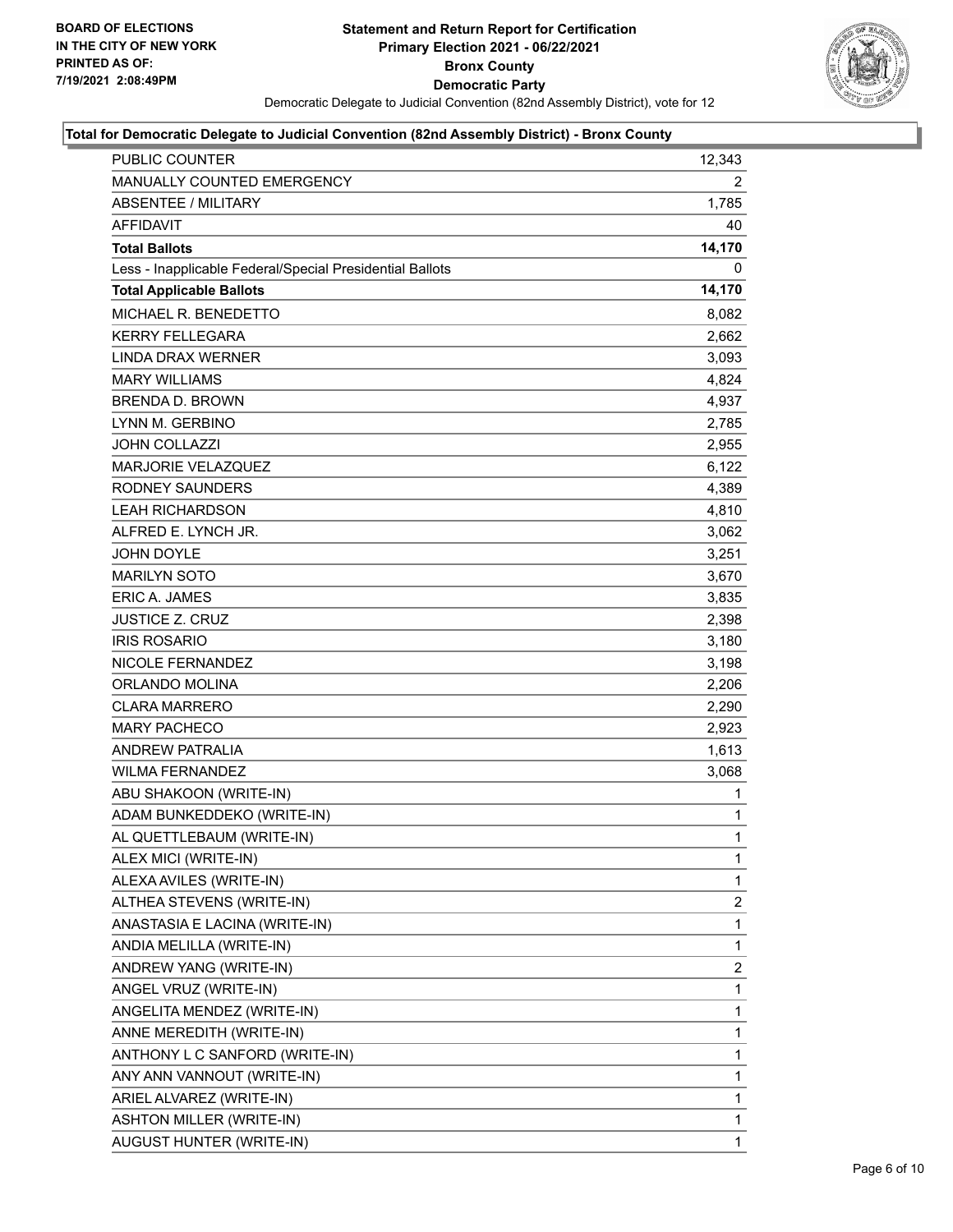**BOARD OF ELECTIONS IN THE CITY OF NEW YORK PRINTED AS OF: 7/19/2021 2:08:49PM**

# Statement and Return Report for Certification
## Primary Election 2021 - 06/22/2021
## Bronx County
## Democratic Party

Democratic Delegate to Judicial Convention (82nd Assembly District), vote for 12

**Total for Democratic Delegate to Judicial Convention (82nd Assembly District) - Bronx County**

| | |
|---|---|
| PUBLIC COUNTER | 12,343 |
| MANUALLY COUNTED EMERGENCY | 2 |
| ABSENTEE / MILITARY | 1,785 |
| AFFIDAVIT | 40 |
| **Total Ballots** | **14,170** |
| Less - Inapplicable Federal/Special Presidential Ballots | 0 |
| **Total Applicable Ballots** | **14,170** |
| MICHAEL R. BENEDETTO | 8,082 |
| KERRY FELLEGARA | 2,662 |
| LINDA DRAX WERNER | 3,093 |
| MARY WILLIAMS | 4,824 |
| BRENDA D. BROWN | 4,937 |
| LYNN M. GERBINO | 2,785 |
| JOHN COLLAZZI | 2,955 |
| MARJORIE VELAZQUEZ | 6,122 |
| RODNEY SAUNDERS | 4,389 |
| LEAH RICHARDSON | 4,810 |
| ALFRED E. LYNCH JR. | 3,062 |
| JOHN DOYLE | 3,251 |
| MARILYN SOTO | 3,670 |
| ERIC A. JAMES | 3,835 |
| JUSTICE Z. CRUZ | 2,398 |
| IRIS ROSARIO | 3,180 |
| NICOLE FERNANDEZ | 3,198 |
| ORLANDO MOLINA | 2,206 |
| CLARA MARRERO | 2,290 |
| MARY PACHECO | 2,923 |
| ANDREW PATRALIA | 1,613 |
| WILMA FERNANDEZ | 3,068 |
| ABU SHAKOON (WRITE-IN) | 1 |
| ADAM BUNKEDDEKO (WRITE-IN) | 1 |
| AL QUETTLEBAUM (WRITE-IN) | 1 |
| ALEX MICI (WRITE-IN) | 1 |
| ALEXA AVILES (WRITE-IN) | 1 |
| ALTHEA STEVENS (WRITE-IN) | 2 |
| ANASTASIA E LACINA (WRITE-IN) | 1 |
| ANDIA MELILLA (WRITE-IN) | 1 |
| ANDREW YANG (WRITE-IN) | 2 |
| ANGEL VRUZ (WRITE-IN) | 1 |
| ANGELITA MENDEZ (WRITE-IN) | 1 |
| ANNE MEREDITH (WRITE-IN) | 1 |
| ANTHONY L C SANFORD (WRITE-IN) | 1 |
| ANY ANN VANNOUT (WRITE-IN) | 1 |
| ARIEL ALVAREZ (WRITE-IN) | 1 |
| ASHTON MILLER (WRITE-IN) | 1 |
| AUGUST HUNTER (WRITE-IN) | 1 |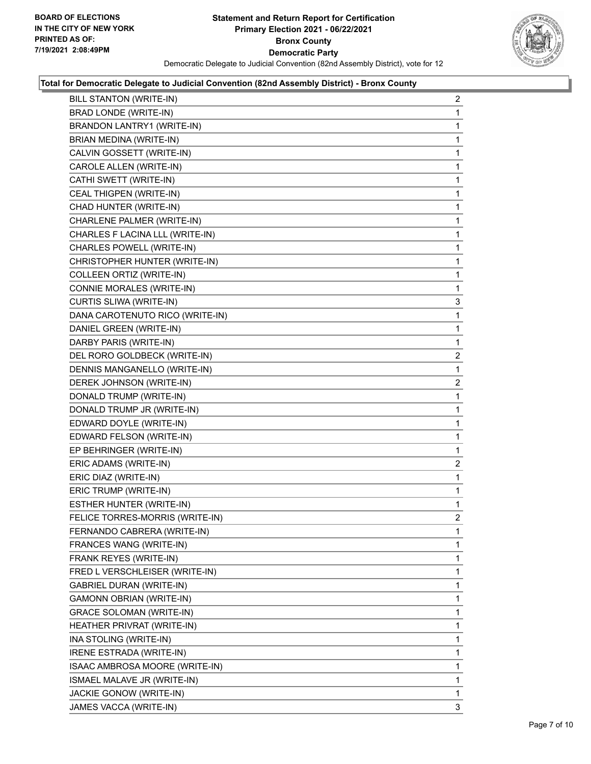**Total for Democratic Delegate to Judicial Convention (82nd Assembly District) - Bronx County**

| Candidate | Votes |
|---|---|
| BILL STANTON (WRITE-IN) | 2 |
| BRAD LONDE (WRITE-IN) | 1 |
| BRANDON LANTRY1 (WRITE-IN) | 1 |
| BRIAN MEDINA (WRITE-IN) | 1 |
| CALVIN GOSSETT (WRITE-IN) | 1 |
| CAROLE ALLEN (WRITE-IN) | 1 |
| CATHI SWETT (WRITE-IN) | 1 |
| CEAL THIGPEN (WRITE-IN) | 1 |
| CHAD HUNTER (WRITE-IN) | 1 |
| CHARLENE PALMER (WRITE-IN) | 1 |
| CHARLES F LACINA LLL (WRITE-IN) | 1 |
| CHARLES POWELL (WRITE-IN) | 1 |
| CHRISTOPHER HUNTER (WRITE-IN) | 1 |
| COLLEEN ORTIZ (WRITE-IN) | 1 |
| CONNIE MORALES (WRITE-IN) | 1 |
| CURTIS SLIWA (WRITE-IN) | 3 |
| DANA CAROTENUTO RICO (WRITE-IN) | 1 |
| DANIEL GREEN (WRITE-IN) | 1 |
| DARBY PARIS (WRITE-IN) | 1 |
| DEL RORO GOLDBECK (WRITE-IN) | 2 |
| DENNIS MANGANELLO (WRITE-IN) | 1 |
| DEREK JOHNSON (WRITE-IN) | 2 |
| DONALD TRUMP (WRITE-IN) | 1 |
| DONALD TRUMP JR (WRITE-IN) | 1 |
| EDWARD DOYLE (WRITE-IN) | 1 |
| EDWARD FELSON (WRITE-IN) | 1 |
| EP BEHRINGER (WRITE-IN) | 1 |
| ERIC ADAMS (WRITE-IN) | 2 |
| ERIC DIAZ (WRITE-IN) | 1 |
| ERIC TRUMP (WRITE-IN) | 1 |
| ESTHER HUNTER (WRITE-IN) | 1 |
| FELICE TORRES-MORRIS (WRITE-IN) | 2 |
| FERNANDO CABRERA (WRITE-IN) | 1 |
| FRANCES WANG (WRITE-IN) | 1 |
| FRANK REYES (WRITE-IN) | 1 |
| FRED L VERSCHLEISER (WRITE-IN) | 1 |
| GABRIEL DURAN (WRITE-IN) | 1 |
| GAMONN OBRIAN (WRITE-IN) | 1 |
| GRACE SOLOMAN (WRITE-IN) | 1 |
| HEATHER PRIVRAT (WRITE-IN) | 1 |
| INA STOLING (WRITE-IN) | 1 |
| IRENE ESTRADA (WRITE-IN) | 1 |
| ISAAC AMBROSA MOORE (WRITE-IN) | 1 |
| ISMAEL MALAVE JR (WRITE-IN) | 1 |
| JACKIE GONOW (WRITE-IN) | 1 |
| JAMES VACCA (WRITE-IN) | 3 |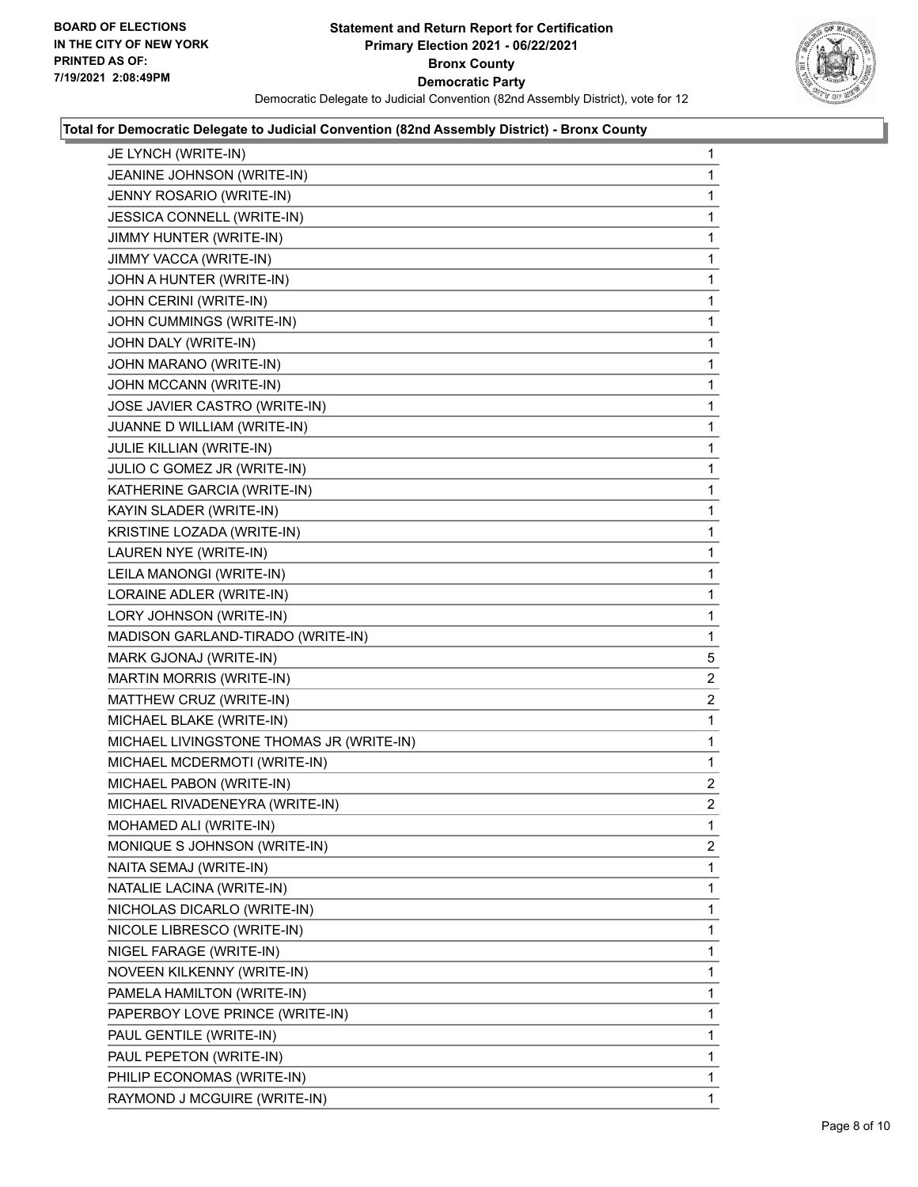**BOARD OF ELECTIONS IN THE CITY OF NEW YORK PRINTED AS OF: 7/19/2021 2:08:49PM**

# Statement and Return Report for Certification
## Primary Election 2021 - 06/22/2021
## Bronx County
## Democratic Party

Democratic Delegate to Judicial Convention (82nd Assembly District), vote for 12

### Total for Democratic Delegate to Judicial Convention (82nd Assembly District) - Bronx County

| | |
|---|---|
| JE LYNCH (WRITE-IN) | 1 |
| JEANINE JOHNSON (WRITE-IN) | 1 |
| JENNY ROSARIO (WRITE-IN) | 1 |
| JESSICA CONNELL (WRITE-IN) | 1 |
| JIMMY HUNTER (WRITE-IN) | 1 |
| JIMMY VACCA (WRITE-IN) | 1 |
| JOHN A HUNTER (WRITE-IN) | 1 |
| JOHN CERINI (WRITE-IN) | 1 |
| JOHN CUMMINGS (WRITE-IN) | 1 |
| JOHN DALY (WRITE-IN) | 1 |
| JOHN MARANO (WRITE-IN) | 1 |
| JOHN MCCANN (WRITE-IN) | 1 |
| JOSE JAVIER CASTRO (WRITE-IN) | 1 |
| JUANNE D WILLIAM (WRITE-IN) | 1 |
| JULIE KILLIAN (WRITE-IN) | 1 |
| JULIO C GOMEZ JR (WRITE-IN) | 1 |
| KATHERINE GARCIA (WRITE-IN) | 1 |
| KAYIN SLADER (WRITE-IN) | 1 |
| KRISTINE LOZADA (WRITE-IN) | 1 |
| LAUREN NYE (WRITE-IN) | 1 |
| LEILA MANONGI (WRITE-IN) | 1 |
| LORAINE ADLER (WRITE-IN) | 1 |
| LORY JOHNSON (WRITE-IN) | 1 |
| MADISON GARLAND-TIRADO (WRITE-IN) | 1 |
| MARK GJONAJ (WRITE-IN) | 5 |
| MARTIN MORRIS (WRITE-IN) | 2 |
| MATTHEW CRUZ (WRITE-IN) | 2 |
| MICHAEL BLAKE (WRITE-IN) | 1 |
| MICHAEL LIVINGSTONE THOMAS JR (WRITE-IN) | 1 |
| MICHAEL MCDERMOTI (WRITE-IN) | 1 |
| MICHAEL PABON (WRITE-IN) | 2 |
| MICHAEL RIVADENEYRA (WRITE-IN) | 2 |
| MOHAMED ALI (WRITE-IN) | 1 |
| MONIQUE S JOHNSON (WRITE-IN) | 2 |
| NAITA SEMAJ (WRITE-IN) | 1 |
| NATALIE LACINA (WRITE-IN) | 1 |
| NICHOLAS DICARLO (WRITE-IN) | 1 |
| NICOLE LIBRESCO (WRITE-IN) | 1 |
| NIGEL FARAGE (WRITE-IN) | 1 |
| NOVEEN KILKENNY (WRITE-IN) | 1 |
| PAMELA HAMILTON (WRITE-IN) | 1 |
| PAPERBOY LOVE PRINCE (WRITE-IN) | 1 |
| PAUL GENTILE (WRITE-IN) | 1 |
| PAUL PEPETON (WRITE-IN) | 1 |
| PHILIP ECONOMAS (WRITE-IN) | 1 |
| RAYMOND J MCGUIRE (WRITE-IN) | 1 |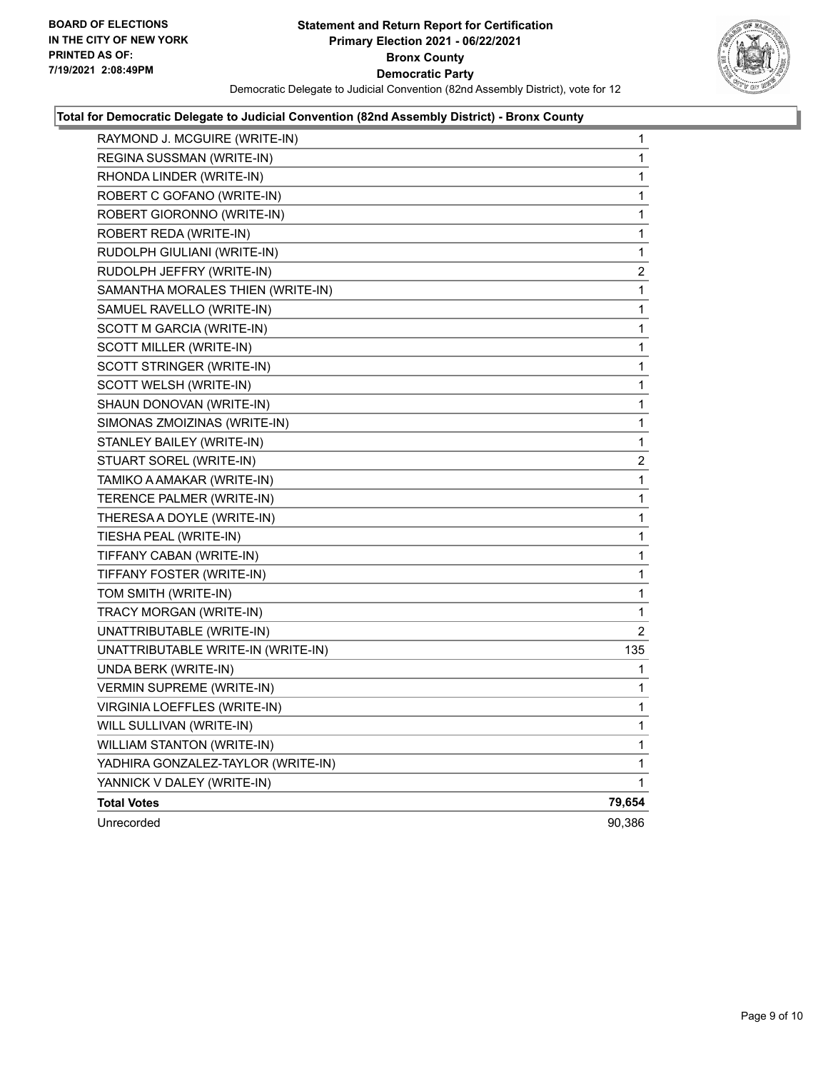**BOARD OF ELECTIONS IN THE CITY OF NEW YORK PRINTED AS OF: 7/19/2021 2:08:49PM**

# Statement and Return Report for Certification
## Primary Election 2021 - 06/22/2021
## Bronx County
## Democratic Party

Democratic Delegate to Judicial Convention (82nd Assembly District), vote for 12

### Total for Democratic Delegate to Judicial Convention (82nd Assembly District) - Bronx County

| Candidate | Votes |
|---|---|
| RAYMOND J. MCGUIRE (WRITE-IN) | 1 |
| REGINA SUSSMAN (WRITE-IN) | 1 |
| RHONDA LINDER (WRITE-IN) | 1 |
| ROBERT C GOFANO (WRITE-IN) | 1 |
| ROBERT GIORONNO (WRITE-IN) | 1 |
| ROBERT REDA (WRITE-IN) | 1 |
| RUDOLPH GIULIANI (WRITE-IN) | 1 |
| RUDOLPH JEFFRY (WRITE-IN) | 2 |
| SAMANTHA MORALES THIEN (WRITE-IN) | 1 |
| SAMUEL RAVELLO (WRITE-IN) | 1 |
| SCOTT M GARCIA (WRITE-IN) | 1 |
| SCOTT MILLER (WRITE-IN) | 1 |
| SCOTT STRINGER (WRITE-IN) | 1 |
| SCOTT WELSH (WRITE-IN) | 1 |
| SHAUN DONOVAN (WRITE-IN) | 1 |
| SIMONAS ZMOIZINAS (WRITE-IN) | 1 |
| STANLEY BAILEY (WRITE-IN) | 1 |
| STUART SOREL (WRITE-IN) | 2 |
| TAMIKO A AMAKAR (WRITE-IN) | 1 |
| TERENCE PALMER (WRITE-IN) | 1 |
| THERESA A DOYLE (WRITE-IN) | 1 |
| TIESHA PEAL (WRITE-IN) | 1 |
| TIFFANY CABAN (WRITE-IN) | 1 |
| TIFFANY FOSTER (WRITE-IN) | 1 |
| TOM SMITH (WRITE-IN) | 1 |
| TRACY MORGAN (WRITE-IN) | 1 |
| UNATTRIBUTABLE (WRITE-IN) | 2 |
| UNATTRIBUTABLE WRITE-IN (WRITE-IN) | 135 |
| UNDA BERK (WRITE-IN) | 1 |
| VERMIN SUPREME (WRITE-IN) | 1 |
| VIRGINIA LOEFFLES (WRITE-IN) | 1 |
| WILL SULLIVAN (WRITE-IN) | 1 |
| WILLIAM STANTON (WRITE-IN) | 1 |
| YADHIRA GONZALEZ-TAYLOR (WRITE-IN) | 1 |
| YANNICK V DALEY (WRITE-IN) | 1 |
| **Total Votes** | **79,654** |
| Unrecorded | 90,386 |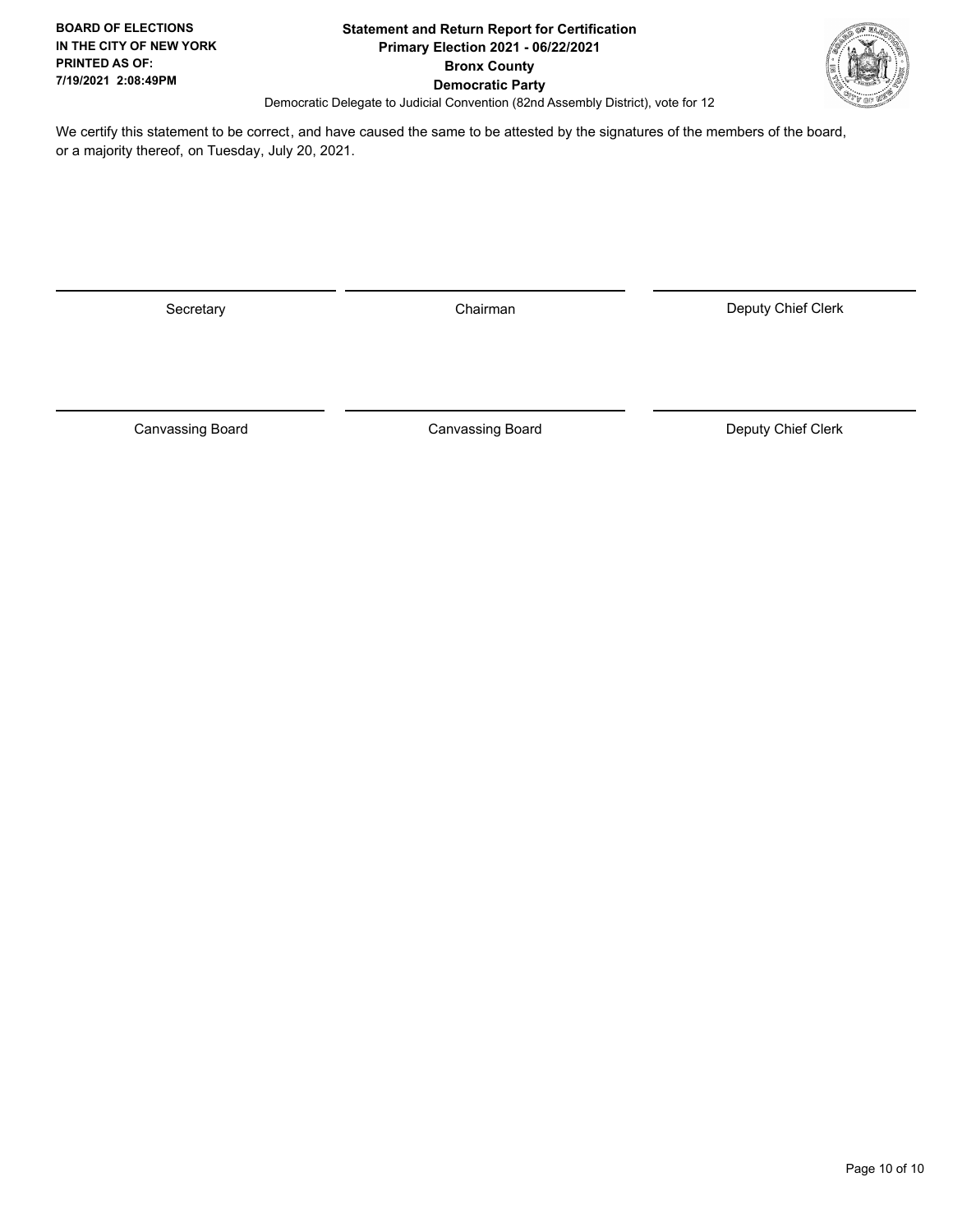**BOARD OF ELECTIONS**
**IN THE CITY OF NEW YORK**
**PRINTED AS OF:**
**7/19/2021 2:08:49PM**

**Statement and Return Report for Certification**
**Primary Election 2021 - 06/22/2021**
**Bronx County**
**Democratic Party**
Democratic Delegate to Judicial Convention (82nd Assembly District), vote for 12

We certify this statement to be correct, and have caused the same to be attested by the signatures of the members of the board, or a majority thereof, on Tuesday, July 20, 2021.

| | | |
|---|---|---|
| Secretary | Chairman | Deputy Chief Clerk |
| Canvassing Board | Canvassing Board | Deputy Chief Clerk |